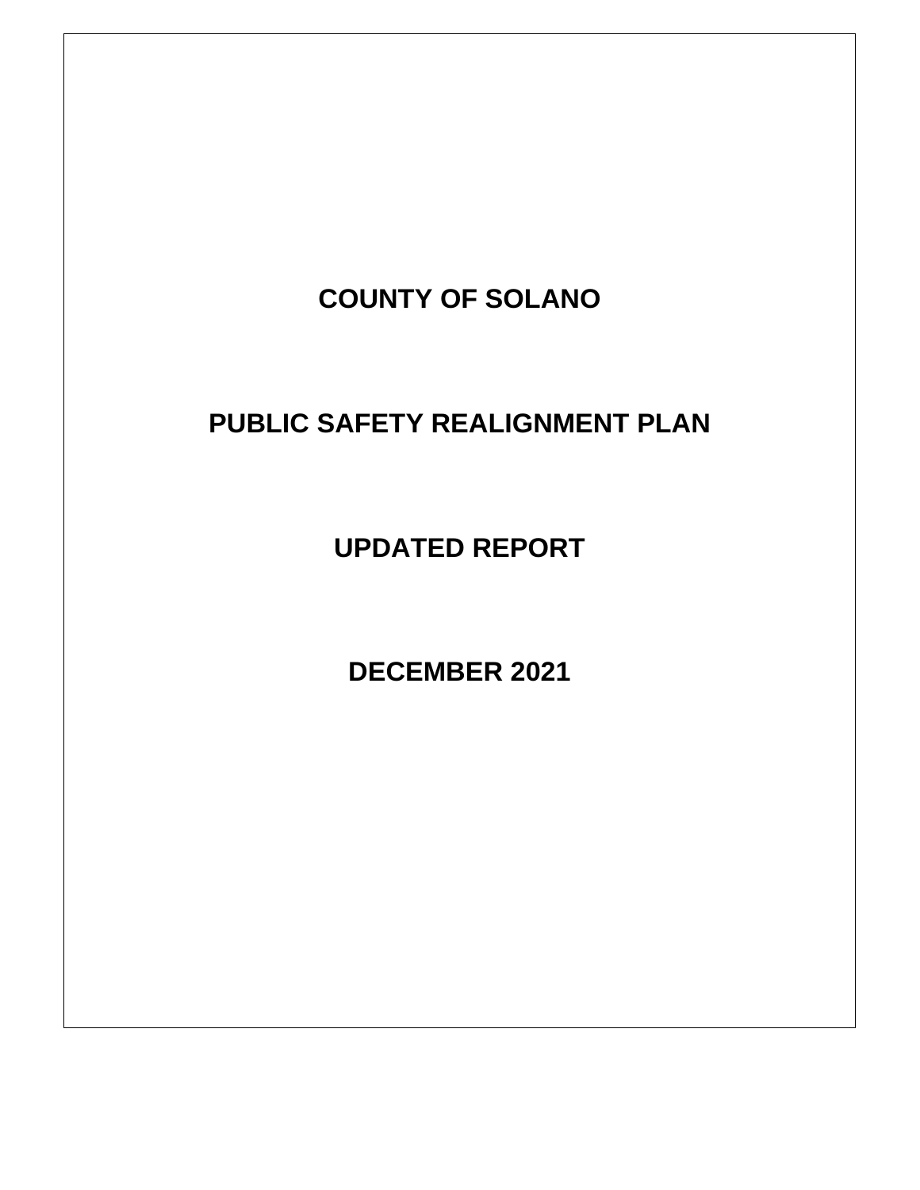# COUNTY OF SOLANO

# PUBLIC SAFETY REALIGNMENT PLAN

# UPDATED REPORT

# DECEMBER 2021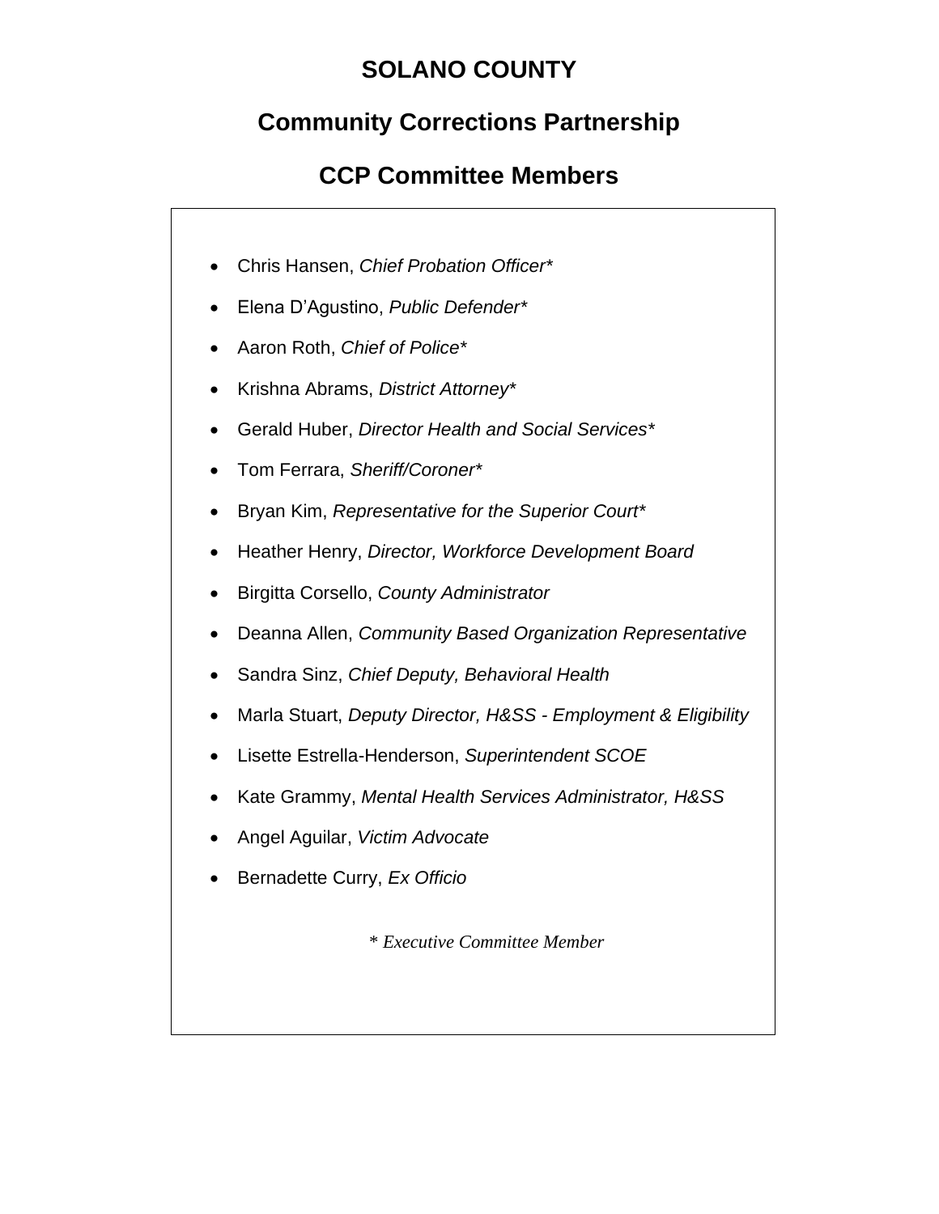# SOLANO COUNTY

## Community Corrections Partnership

## CCP Committee Members

- Chris Hansen, *Chief Probation Officer**
- Elena D'Agustino, *Public Defender**
- Aaron Roth, *Chief of Police**
- Krishna Abrams, *District Attorney**
- Gerald Huber, *Director Health and Social Services**
- Tom Ferrara, *Sheriff/Coroner**
- Bryan Kim, *Representative for the Superior Court**
- Heather Henry, *Director, Workforce Development Board*
- Birgitta Corsello, *County Administrator*
- Deanna Allen, *Community Based Organization Representative*
- Sandra Sinz, *Chief Deputy, Behavioral Health*
- Marla Stuart, *Deputy Director, H&SS - Employment & Eligibility*
- Lisette Estrella-Henderson, *Superintendent SCOE*
- Kate Grammy, *Mental Health Services Administrator, H&SS*
- Angel Aguilar, *Victim Advocate*
- Bernadette Curry, *Ex Officio*

*\* Executive Committee Member*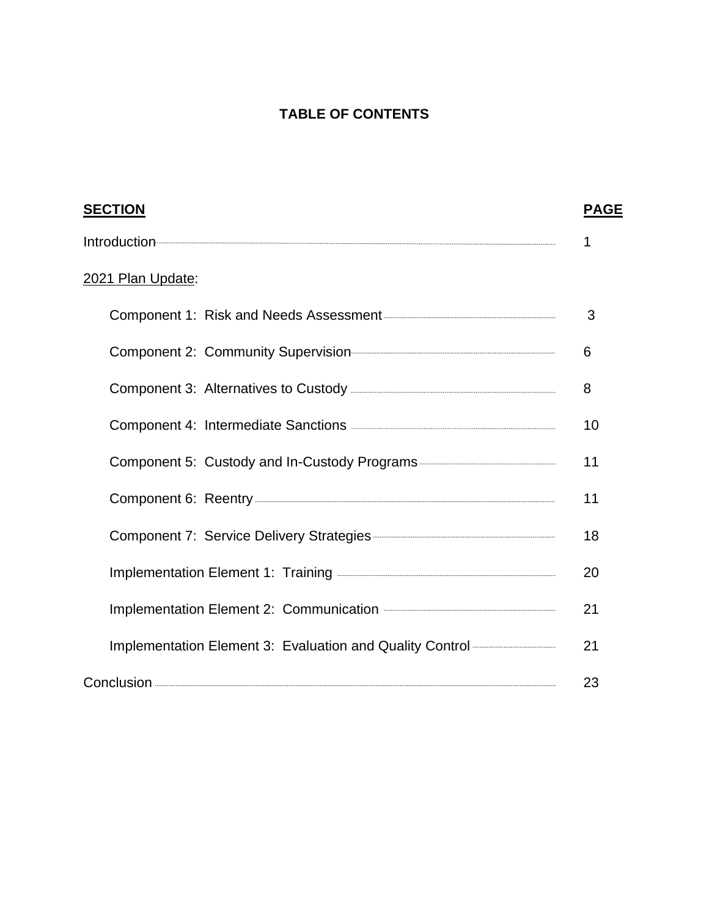# TABLE OF CONTENTS

| SECTION | PAGE |
|---|---|
| Introduction | 1 |
| 2021 Plan Update: | |
| Component 1: Risk and Needs Assessment | 3 |
| Component 2: Community Supervision | 6 |
| Component 3: Alternatives to Custody | 8 |
| Component 4: Intermediate Sanctions | 10 |
| Component 5: Custody and In-Custody Programs | 11 |
| Component 6: Reentry | 11 |
| Component 7: Service Delivery Strategies | 18 |
| Implementation Element 1: Training | 20 |
| Implementation Element 2: Communication | 21 |
| Implementation Element 3: Evaluation and Quality Control | 21 |
| Conclusion | 23 |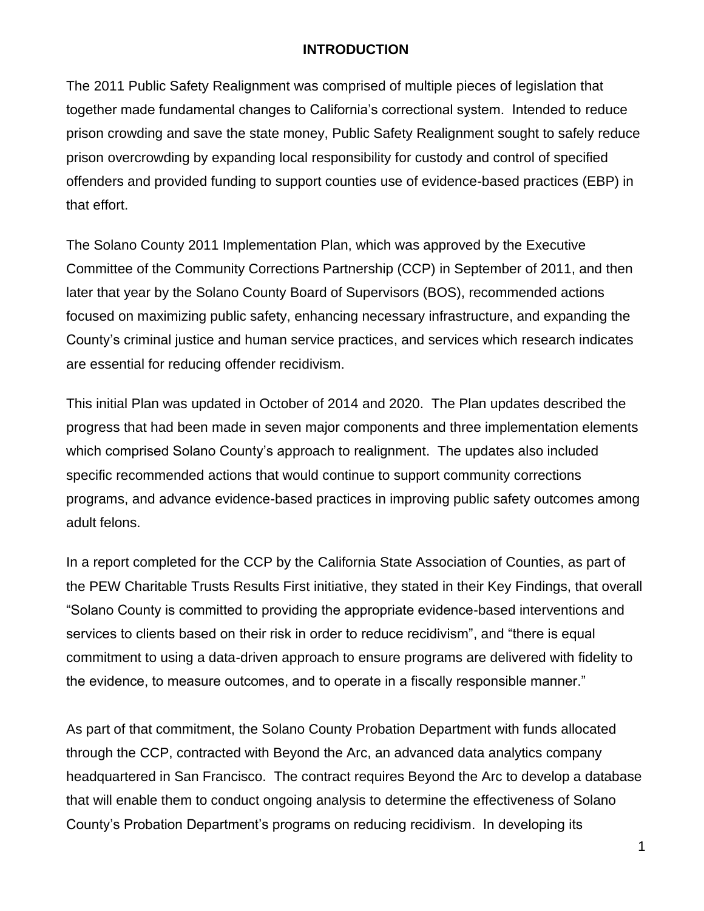# INTRODUCTION

The 2011 Public Safety Realignment was comprised of multiple pieces of legislation that together made fundamental changes to California's correctional system. Intended to reduce prison crowding and save the state money, Public Safety Realignment sought to safely reduce prison overcrowding by expanding local responsibility for custody and control of specified offenders and provided funding to support counties use of evidence-based practices (EBP) in that effort.

The Solano County 2011 Implementation Plan, which was approved by the Executive Committee of the Community Corrections Partnership (CCP) in September of 2011, and then later that year by the Solano County Board of Supervisors (BOS), recommended actions focused on maximizing public safety, enhancing necessary infrastructure, and expanding the County's criminal justice and human service practices, and services which research indicates are essential for reducing offender recidivism.

This initial Plan was updated in October of 2014 and 2020. The Plan updates described the progress that had been made in seven major components and three implementation elements which comprised Solano County's approach to realignment. The updates also included specific recommended actions that would continue to support community corrections programs, and advance evidence-based practices in improving public safety outcomes among adult felons.

In a report completed for the CCP by the California State Association of Counties, as part of the PEW Charitable Trusts Results First initiative, they stated in their Key Findings, that overall "Solano County is committed to providing the appropriate evidence-based interventions and services to clients based on their risk in order to reduce recidivism", and "there is equal commitment to using a data-driven approach to ensure programs are delivered with fidelity to the evidence, to measure outcomes, and to operate in a fiscally responsible manner."

As part of that commitment, the Solano County Probation Department with funds allocated through the CCP, contracted with Beyond the Arc, an advanced data analytics company headquartered in San Francisco. The contract requires Beyond the Arc to develop a database that will enable them to conduct ongoing analysis to determine the effectiveness of Solano County's Probation Department's programs on reducing recidivism. In developing its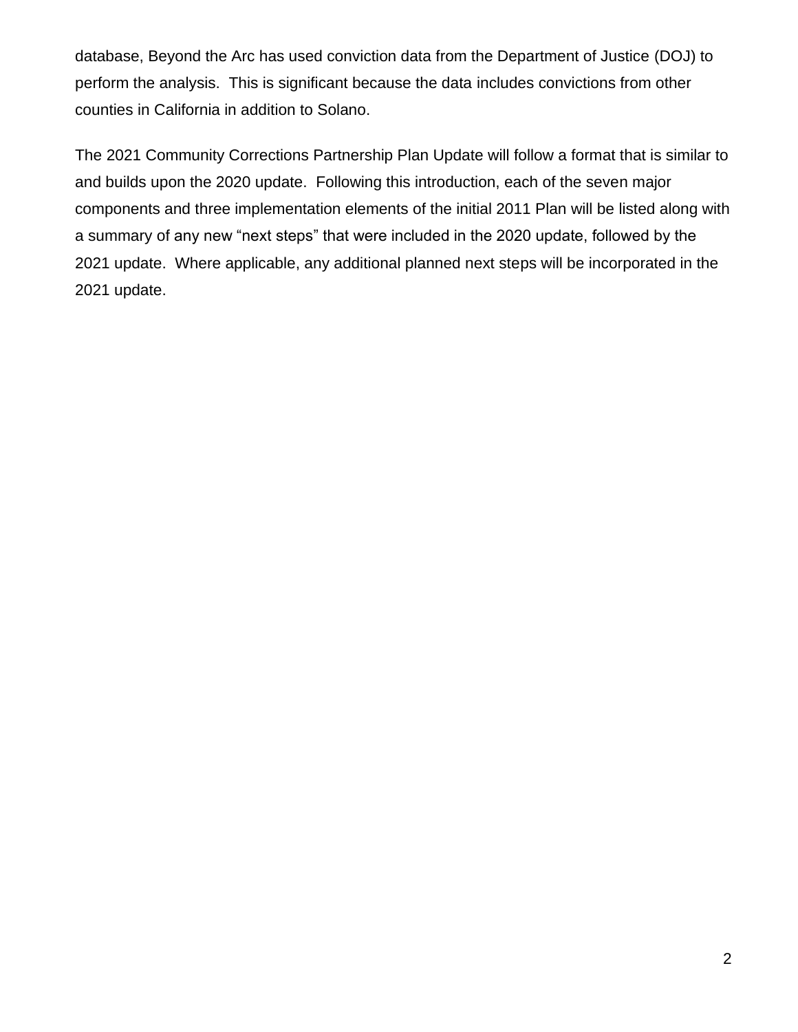database, Beyond the Arc has used conviction data from the Department of Justice (DOJ) to perform the analysis. This is significant because the data includes convictions from other counties in California in addition to Solano.

The 2021 Community Corrections Partnership Plan Update will follow a format that is similar to and builds upon the 2020 update. Following this introduction, each of the seven major components and three implementation elements of the initial 2011 Plan will be listed along with a summary of any new “next steps” that were included in the 2020 update, followed by the 2021 update. Where applicable, any additional planned next steps will be incorporated in the 2021 update.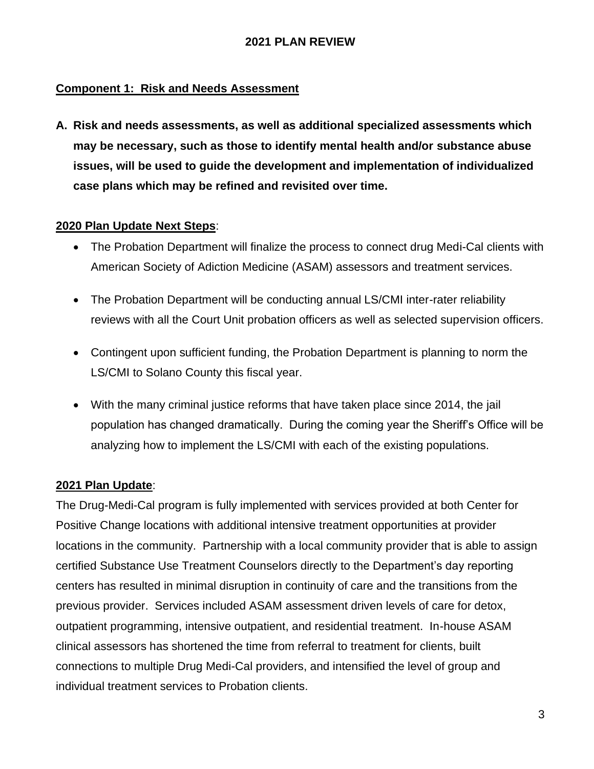## 2021 PLAN REVIEW

**Component 1: Risk and Needs Assessment**

**A. Risk and needs assessments, as well as additional specialized assessments which may be necessary, such as those to identify mental health and/or substance abuse issues, will be used to guide the development and implementation of individualized case plans which may be refined and revisited over time.**

**2020 Plan Update Next Steps**:

- The Probation Department will finalize the process to connect drug Medi-Cal clients with American Society of Adiction Medicine (ASAM) assessors and treatment services.
- The Probation Department will be conducting annual LS/CMI inter-rater reliability reviews with all the Court Unit probation officers as well as selected supervision officers.
- Contingent upon sufficient funding, the Probation Department is planning to norm the LS/CMI to Solano County this fiscal year.
- With the many criminal justice reforms that have taken place since 2014, the jail population has changed dramatically. During the coming year the Sheriff's Office will be analyzing how to implement the LS/CMI with each of the existing populations.

**2021 Plan Update**:

The Drug-Medi-Cal program is fully implemented with services provided at both Center for Positive Change locations with additional intensive treatment opportunities at provider locations in the community. Partnership with a local community provider that is able to assign certified Substance Use Treatment Counselors directly to the Department's day reporting centers has resulted in minimal disruption in continuity of care and the transitions from the previous provider. Services included ASAM assessment driven levels of care for detox, outpatient programming, intensive outpatient, and residential treatment. In-house ASAM clinical assessors has shortened the time from referral to treatment for clients, built connections to multiple Drug Medi-Cal providers, and intensified the level of group and individual treatment services to Probation clients.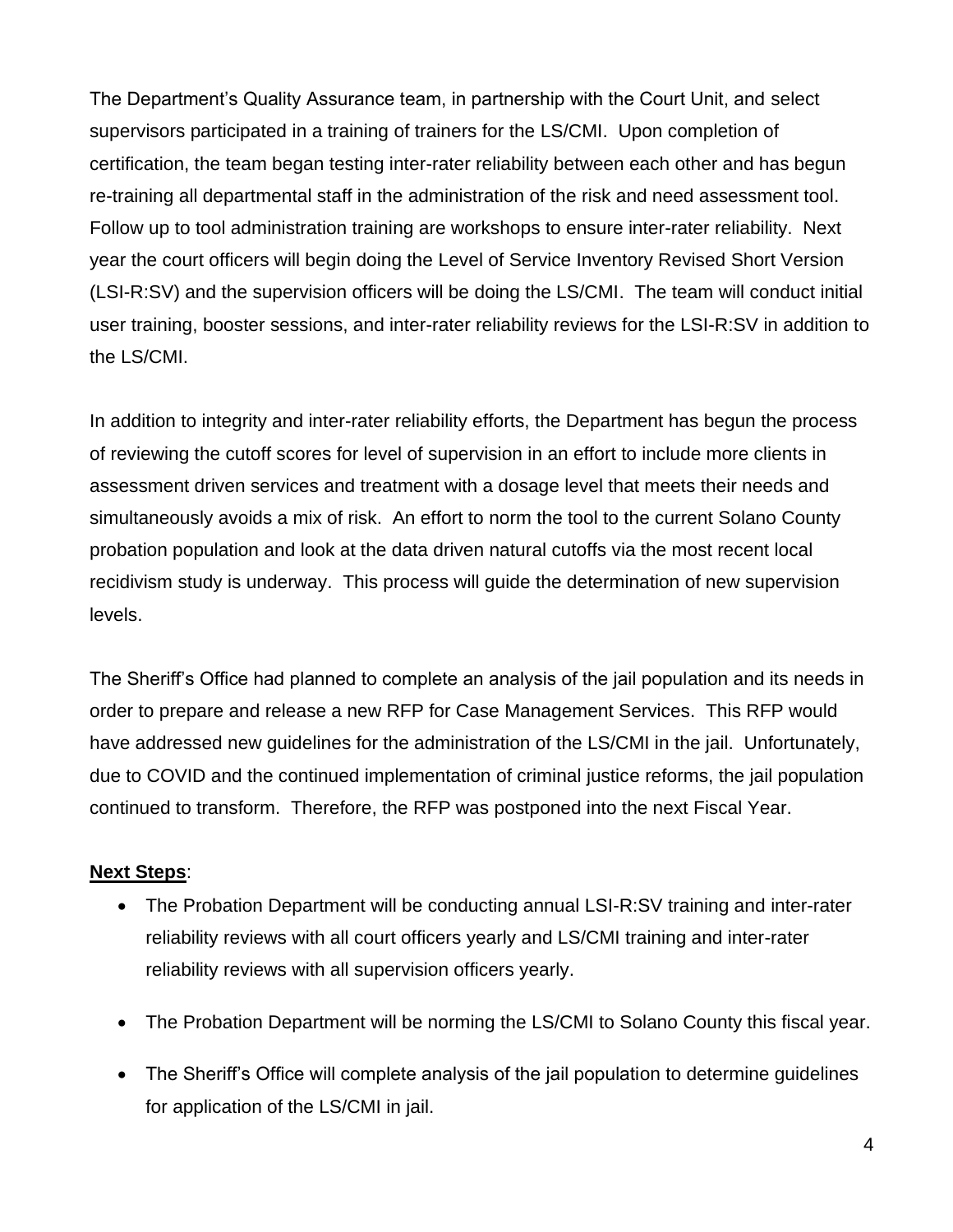The Department's Quality Assurance team, in partnership with the Court Unit, and select supervisors participated in a training of trainers for the LS/CMI. Upon completion of certification, the team began testing inter-rater reliability between each other and has begun re-training all departmental staff in the administration of the risk and need assessment tool. Follow up to tool administration training are workshops to ensure inter-rater reliability. Next year the court officers will begin doing the Level of Service Inventory Revised Short Version (LSI-R:SV) and the supervision officers will be doing the LS/CMI. The team will conduct initial user training, booster sessions, and inter-rater reliability reviews for the LSI-R:SV in addition to the LS/CMI.

In addition to integrity and inter-rater reliability efforts, the Department has begun the process of reviewing the cutoff scores for level of supervision in an effort to include more clients in assessment driven services and treatment with a dosage level that meets their needs and simultaneously avoids a mix of risk. An effort to norm the tool to the current Solano County probation population and look at the data driven natural cutoffs via the most recent local recidivism study is underway. This process will guide the determination of new supervision levels.

The Sheriff's Office had planned to complete an analysis of the jail population and its needs in order to prepare and release a new RFP for Case Management Services. This RFP would have addressed new guidelines for the administration of the LS/CMI in the jail. Unfortunately, due to COVID and the continued implementation of criminal justice reforms, the jail population continued to transform. Therefore, the RFP was postponed into the next Fiscal Year.

**Next Steps**:

- The Probation Department will be conducting annual LSI-R:SV training and inter-rater reliability reviews with all court officers yearly and LS/CMI training and inter-rater reliability reviews with all supervision officers yearly.
- The Probation Department will be norming the LS/CMI to Solano County this fiscal year.
- The Sheriff's Office will complete analysis of the jail population to determine guidelines for application of the LS/CMI in jail.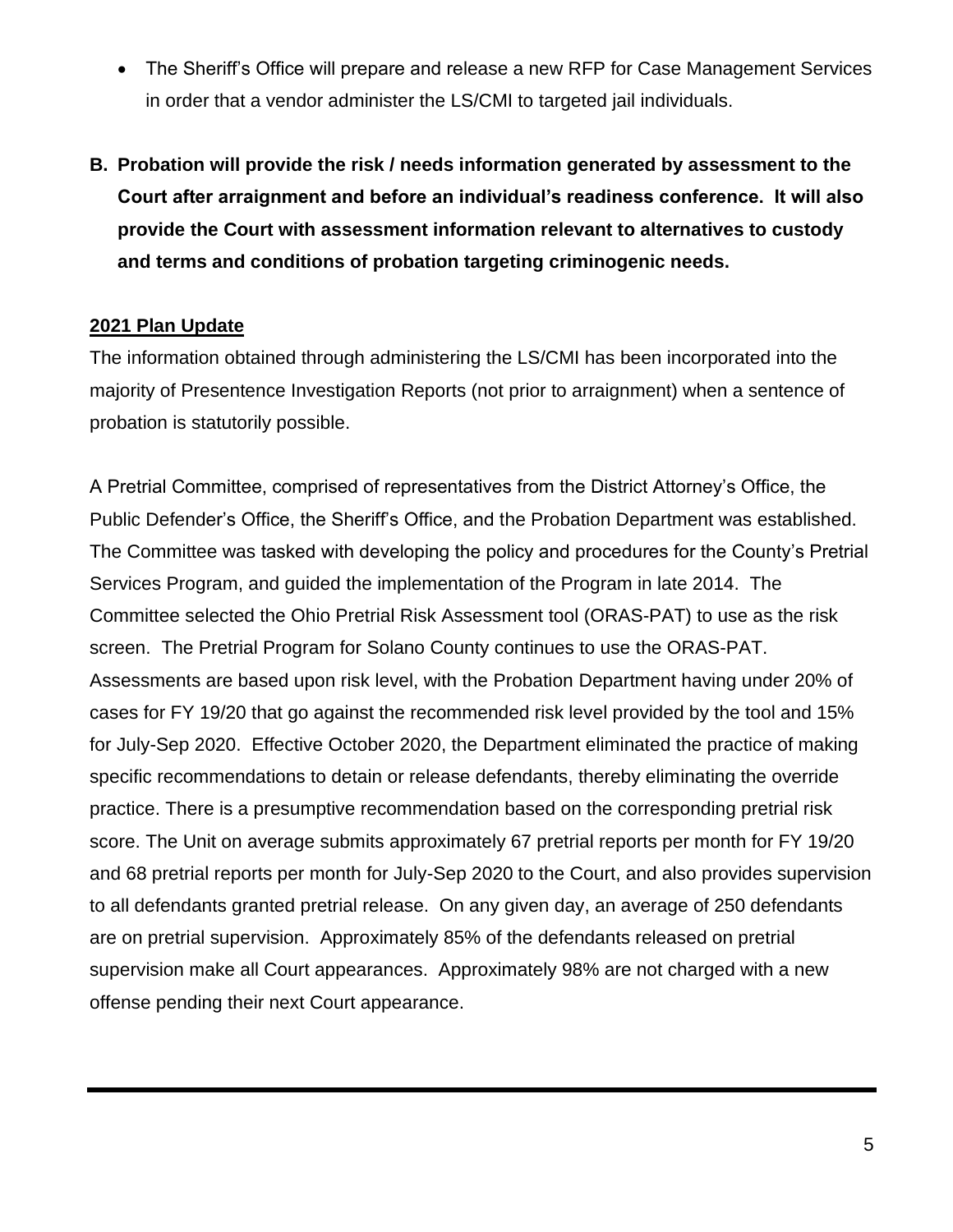- The Sheriff's Office will prepare and release a new RFP for Case Management Services in order that a vendor administer the LS/CMI to targeted jail individuals.

**B. Probation will provide the risk / needs information generated by assessment to the Court after arraignment and before an individual's readiness conference. It will also provide the Court with assessment information relevant to alternatives to custody and terms and conditions of probation targeting criminogenic needs.**

**2021 Plan Update**

The information obtained through administering the LS/CMI has been incorporated into the majority of Presentence Investigation Reports (not prior to arraignment) when a sentence of probation is statutorily possible.

A Pretrial Committee, comprised of representatives from the District Attorney's Office, the Public Defender's Office, the Sheriff's Office, and the Probation Department was established. The Committee was tasked with developing the policy and procedures for the County's Pretrial Services Program, and guided the implementation of the Program in late 2014. The Committee selected the Ohio Pretrial Risk Assessment tool (ORAS-PAT) to use as the risk screen. The Pretrial Program for Solano County continues to use the ORAS-PAT. Assessments are based upon risk level, with the Probation Department having under 20% of cases for FY 19/20 that go against the recommended risk level provided by the tool and 15% for July-Sep 2020. Effective October 2020, the Department eliminated the practice of making specific recommendations to detain or release defendants, thereby eliminating the override practice. There is a presumptive recommendation based on the corresponding pretrial risk score. The Unit on average submits approximately 67 pretrial reports per month for FY 19/20 and 68 pretrial reports per month for July-Sep 2020 to the Court, and also provides supervision to all defendants granted pretrial release. On any given day, an average of 250 defendants are on pretrial supervision. Approximately 85% of the defendants released on pretrial supervision make all Court appearances. Approximately 98% are not charged with a new offense pending their next Court appearance.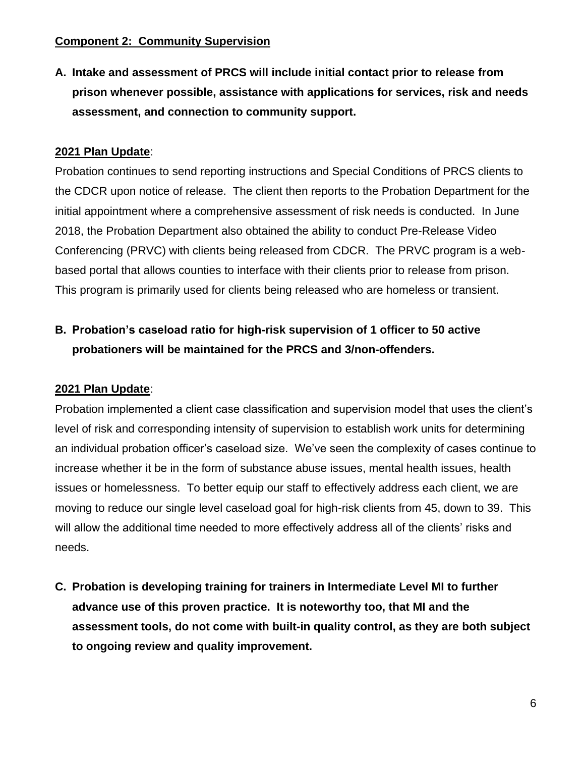**Component 2: Community Supervision**

**A. Intake and assessment of PRCS will include initial contact prior to release from prison whenever possible, assistance with applications for services, risk and needs assessment, and connection to community support.**

**2021 Plan Update**:

Probation continues to send reporting instructions and Special Conditions of PRCS clients to the CDCR upon notice of release. The client then reports to the Probation Department for the initial appointment where a comprehensive assessment of risk needs is conducted. In June 2018, the Probation Department also obtained the ability to conduct Pre-Release Video Conferencing (PRVC) with clients being released from CDCR. The PRVC program is a web-based portal that allows counties to interface with their clients prior to release from prison. This program is primarily used for clients being released who are homeless or transient.

**B. Probation's caseload ratio for high-risk supervision of 1 officer to 50 active probationers will be maintained for the PRCS and 3/non-offenders.**

**2021 Plan Update**:

Probation implemented a client case classification and supervision model that uses the client's level of risk and corresponding intensity of supervision to establish work units for determining an individual probation officer's caseload size. We've seen the complexity of cases continue to increase whether it be in the form of substance abuse issues, mental health issues, health issues or homelessness. To better equip our staff to effectively address each client, we are moving to reduce our single level caseload goal for high-risk clients from 45, down to 39. This will allow the additional time needed to more effectively address all of the clients' risks and needs.

**C. Probation is developing training for trainers in Intermediate Level MI to further advance use of this proven practice. It is noteworthy too, that MI and the assessment tools, do not come with built-in quality control, as they are both subject to ongoing review and quality improvement.**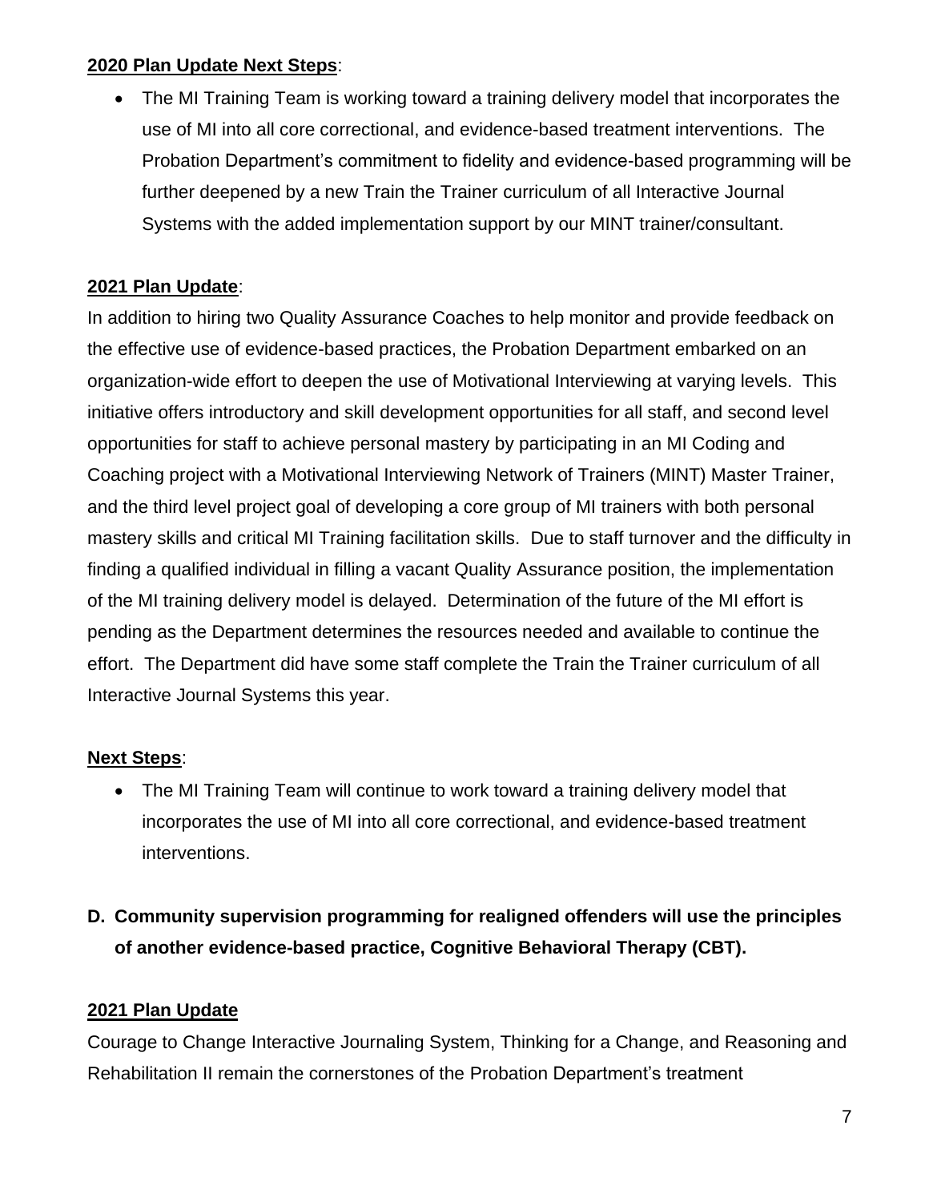**2020 Plan Update Next Steps**:

- The MI Training Team is working toward a training delivery model that incorporates the use of MI into all core correctional, and evidence-based treatment interventions. The Probation Department's commitment to fidelity and evidence-based programming will be further deepened by a new Train the Trainer curriculum of all Interactive Journal Systems with the added implementation support by our MINT trainer/consultant.

**2021 Plan Update**:

In addition to hiring two Quality Assurance Coaches to help monitor and provide feedback on the effective use of evidence-based practices, the Probation Department embarked on an organization-wide effort to deepen the use of Motivational Interviewing at varying levels. This initiative offers introductory and skill development opportunities for all staff, and second level opportunities for staff to achieve personal mastery by participating in an MI Coding and Coaching project with a Motivational Interviewing Network of Trainers (MINT) Master Trainer, and the third level project goal of developing a core group of MI trainers with both personal mastery skills and critical MI Training facilitation skills. Due to staff turnover and the difficulty in finding a qualified individual in filling a vacant Quality Assurance position, the implementation of the MI training delivery model is delayed. Determination of the future of the MI effort is pending as the Department determines the resources needed and available to continue the effort. The Department did have some staff complete the Train the Trainer curriculum of all Interactive Journal Systems this year.

**Next Steps**:

- The MI Training Team will continue to work toward a training delivery model that incorporates the use of MI into all core correctional, and evidence-based treatment interventions.

**D. Community supervision programming for realigned offenders will use the principles of another evidence-based practice, Cognitive Behavioral Therapy (CBT).**

**2021 Plan Update**

Courage to Change Interactive Journaling System, Thinking for a Change, and Reasoning and Rehabilitation II remain the cornerstones of the Probation Department's treatment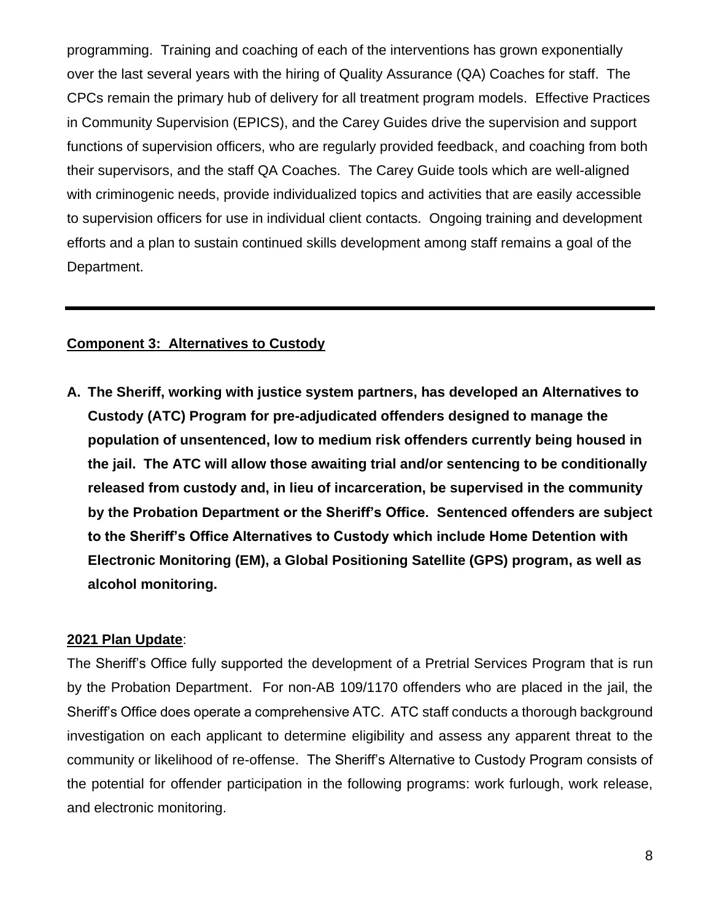programming. Training and coaching of each of the interventions has grown exponentially over the last several years with the hiring of Quality Assurance (QA) Coaches for staff. The CPCs remain the primary hub of delivery for all treatment program models. Effective Practices in Community Supervision (EPICS), and the Carey Guides drive the supervision and support functions of supervision officers, who are regularly provided feedback, and coaching from both their supervisors, and the staff QA Coaches. The Carey Guide tools which are well-aligned with criminogenic needs, provide individualized topics and activities that are easily accessible to supervision officers for use in individual client contacts. Ongoing training and development efforts and a plan to sustain continued skills development among staff remains a goal of the Department.

---

**Component 3: Alternatives to Custody**

**A. The Sheriff, working with justice system partners, has developed an Alternatives to Custody (ATC) Program for pre-adjudicated offenders designed to manage the population of unsentenced, low to medium risk offenders currently being housed in the jail. The ATC will allow those awaiting trial and/or sentencing to be conditionally released from custody and, in lieu of incarceration, be supervised in the community by the Probation Department or the Sheriff's Office. Sentenced offenders are subject to the Sheriff's Office Alternatives to Custody which include Home Detention with Electronic Monitoring (EM), a Global Positioning Satellite (GPS) program, as well as alcohol monitoring.**

**2021 Plan Update**:

The Sheriff's Office fully supported the development of a Pretrial Services Program that is run by the Probation Department. For non-AB 109/1170 offenders who are placed in the jail, the Sheriff's Office does operate a comprehensive ATC. ATC staff conducts a thorough background investigation on each applicant to determine eligibility and assess any apparent threat to the community or likelihood of re-offense. The Sheriff's Alternative to Custody Program consists of the potential for offender participation in the following programs: work furlough, work release, and electronic monitoring.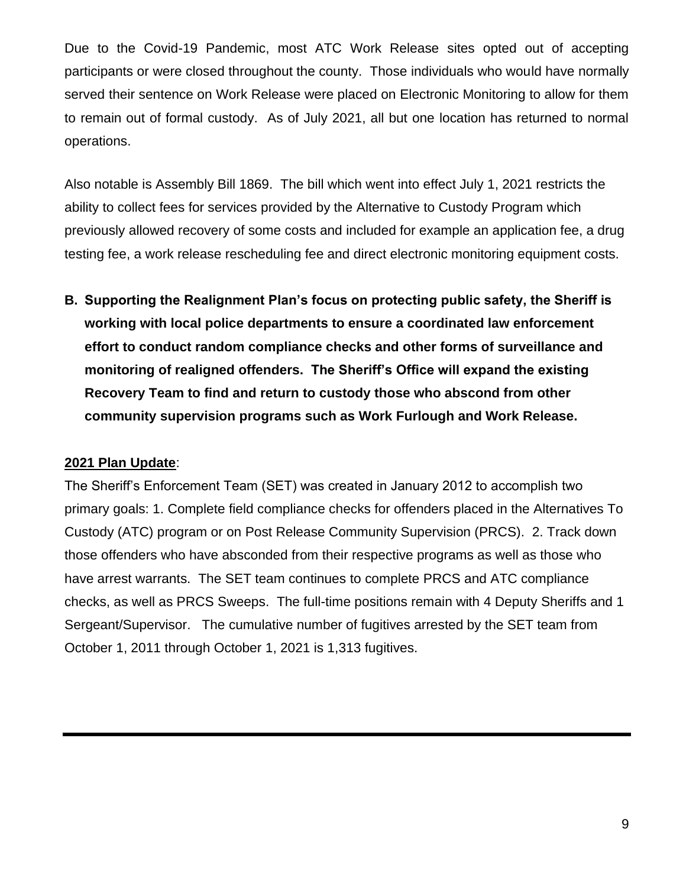Due to the Covid-19 Pandemic, most ATC Work Release sites opted out of accepting participants or were closed throughout the county. Those individuals who would have normally served their sentence on Work Release were placed on Electronic Monitoring to allow for them to remain out of formal custody. As of July 2021, all but one location has returned to normal operations.

Also notable is Assembly Bill 1869. The bill which went into effect July 1, 2021 restricts the ability to collect fees for services provided by the Alternative to Custody Program which previously allowed recovery of some costs and included for example an application fee, a drug testing fee, a work release rescheduling fee and direct electronic monitoring equipment costs.

**B. Supporting the Realignment Plan's focus on protecting public safety, the Sheriff is working with local police departments to ensure a coordinated law enforcement effort to conduct random compliance checks and other forms of surveillance and monitoring of realigned offenders. The Sheriff's Office will expand the existing Recovery Team to find and return to custody those who abscond from other community supervision programs such as Work Furlough and Work Release.**

**2021 Plan Update**:

The Sheriff's Enforcement Team (SET) was created in January 2012 to accomplish two primary goals: 1. Complete field compliance checks for offenders placed in the Alternatives To Custody (ATC) program or on Post Release Community Supervision (PRCS). 2. Track down those offenders who have absconded from their respective programs as well as those who have arrest warrants. The SET team continues to complete PRCS and ATC compliance checks, as well as PRCS Sweeps. The full-time positions remain with 4 Deputy Sheriffs and 1 Sergeant/Supervisor. The cumulative number of fugitives arrested by the SET team from October 1, 2011 through October 1, 2021 is 1,313 fugitives.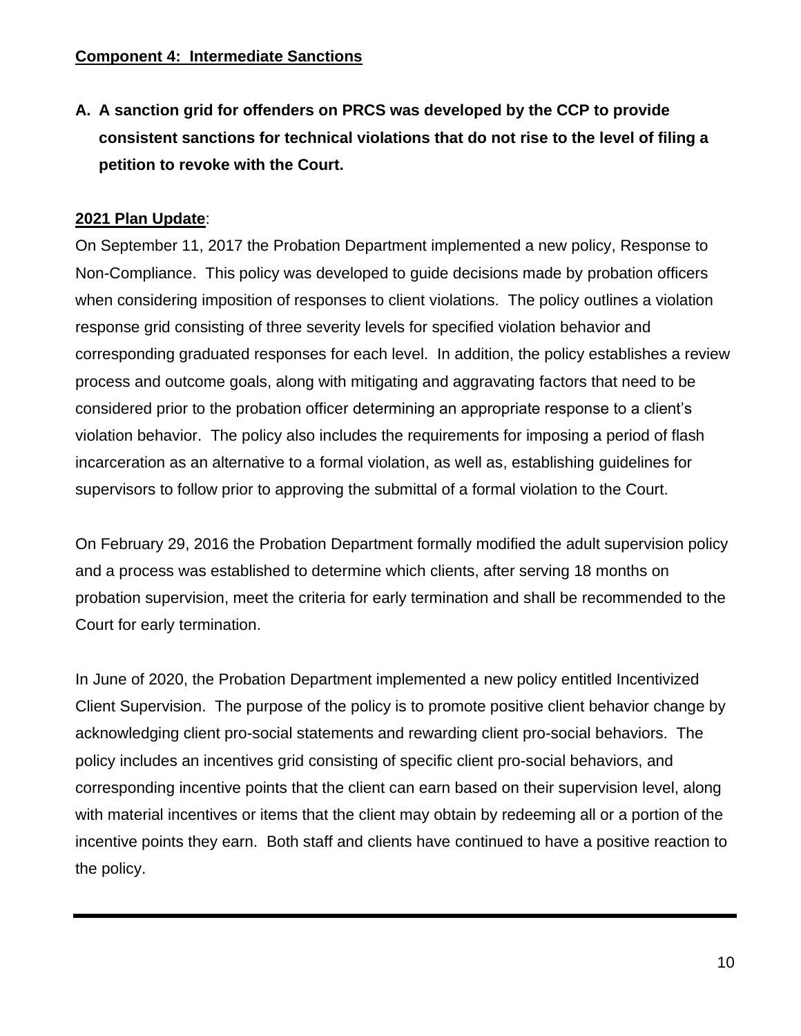**Component 4: Intermediate Sanctions**

**A. A sanction grid for offenders on PRCS was developed by the CCP to provide consistent sanctions for technical violations that do not rise to the level of filing a petition to revoke with the Court.**

**2021 Plan Update**:

On September 11, 2017 the Probation Department implemented a new policy, Response to Non-Compliance. This policy was developed to guide decisions made by probation officers when considering imposition of responses to client violations. The policy outlines a violation response grid consisting of three severity levels for specified violation behavior and corresponding graduated responses for each level. In addition, the policy establishes a review process and outcome goals, along with mitigating and aggravating factors that need to be considered prior to the probation officer determining an appropriate response to a client's violation behavior. The policy also includes the requirements for imposing a period of flash incarceration as an alternative to a formal violation, as well as, establishing guidelines for supervisors to follow prior to approving the submittal of a formal violation to the Court.

On February 29, 2016 the Probation Department formally modified the adult supervision policy and a process was established to determine which clients, after serving 18 months on probation supervision, meet the criteria for early termination and shall be recommended to the Court for early termination.

In June of 2020, the Probation Department implemented a new policy entitled Incentivized Client Supervision. The purpose of the policy is to promote positive client behavior change by acknowledging client pro-social statements and rewarding client pro-social behaviors. The policy includes an incentives grid consisting of specific client pro-social behaviors, and corresponding incentive points that the client can earn based on their supervision level, along with material incentives or items that the client may obtain by redeeming all or a portion of the incentive points they earn. Both staff and clients have continued to have a positive reaction to the policy.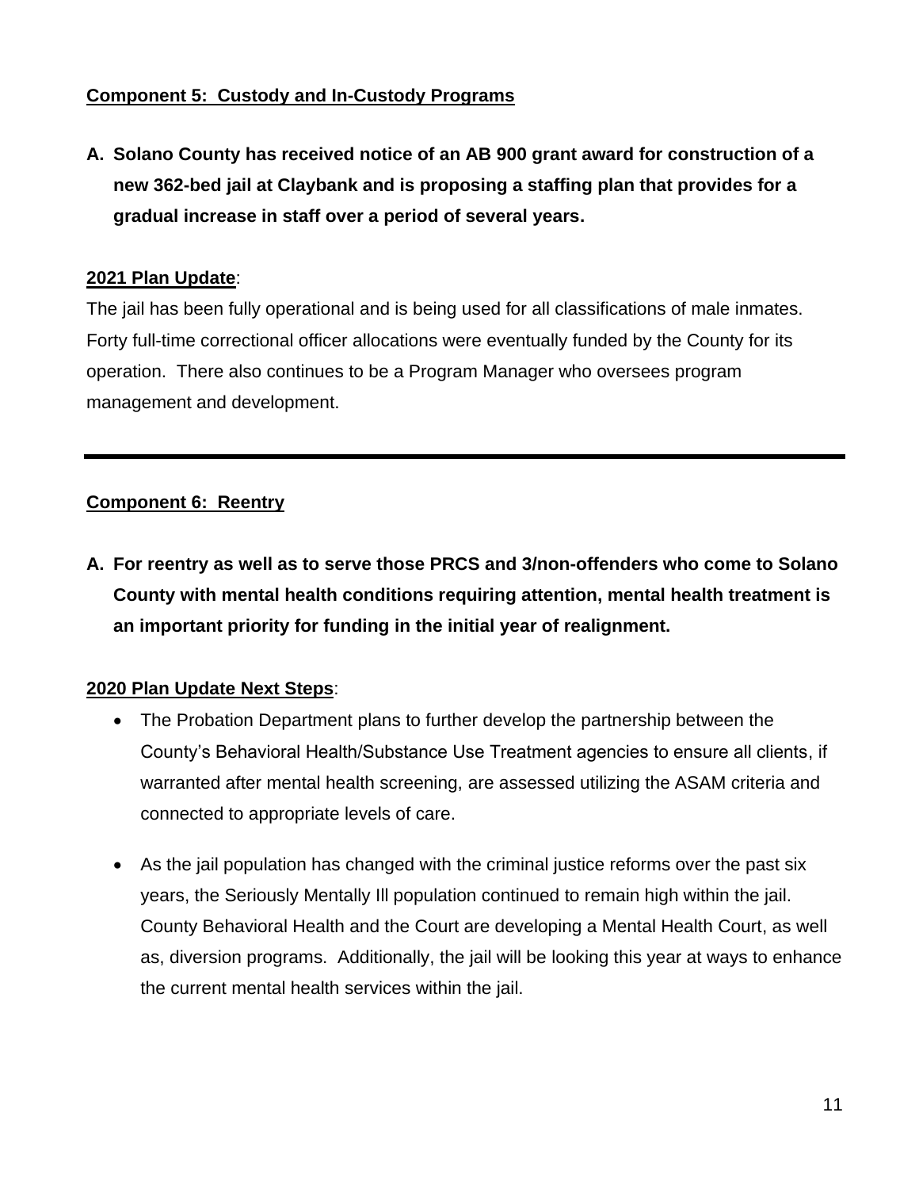**Component 5: Custody and In-Custody Programs**

**A. Solano County has received notice of an AB 900 grant award for construction of a new 362-bed jail at Claybank and is proposing a staffing plan that provides for a gradual increase in staff over a period of several years.**

**2021 Plan Update**:

The jail has been fully operational and is being used for all classifications of male inmates. Forty full-time correctional officer allocations were eventually funded by the County for its operation. There also continues to be a Program Manager who oversees program management and development.

---

**Component 6: Reentry**

**A. For reentry as well as to serve those PRCS and 3/non-offenders who come to Solano County with mental health conditions requiring attention, mental health treatment is an important priority for funding in the initial year of realignment.**

**2020 Plan Update Next Steps**:

- The Probation Department plans to further develop the partnership between the County's Behavioral Health/Substance Use Treatment agencies to ensure all clients, if warranted after mental health screening, are assessed utilizing the ASAM criteria and connected to appropriate levels of care.
- As the jail population has changed with the criminal justice reforms over the past six years, the Seriously Mentally Ill population continued to remain high within the jail. County Behavioral Health and the Court are developing a Mental Health Court, as well as, diversion programs. Additionally, the jail will be looking this year at ways to enhance the current mental health services within the jail.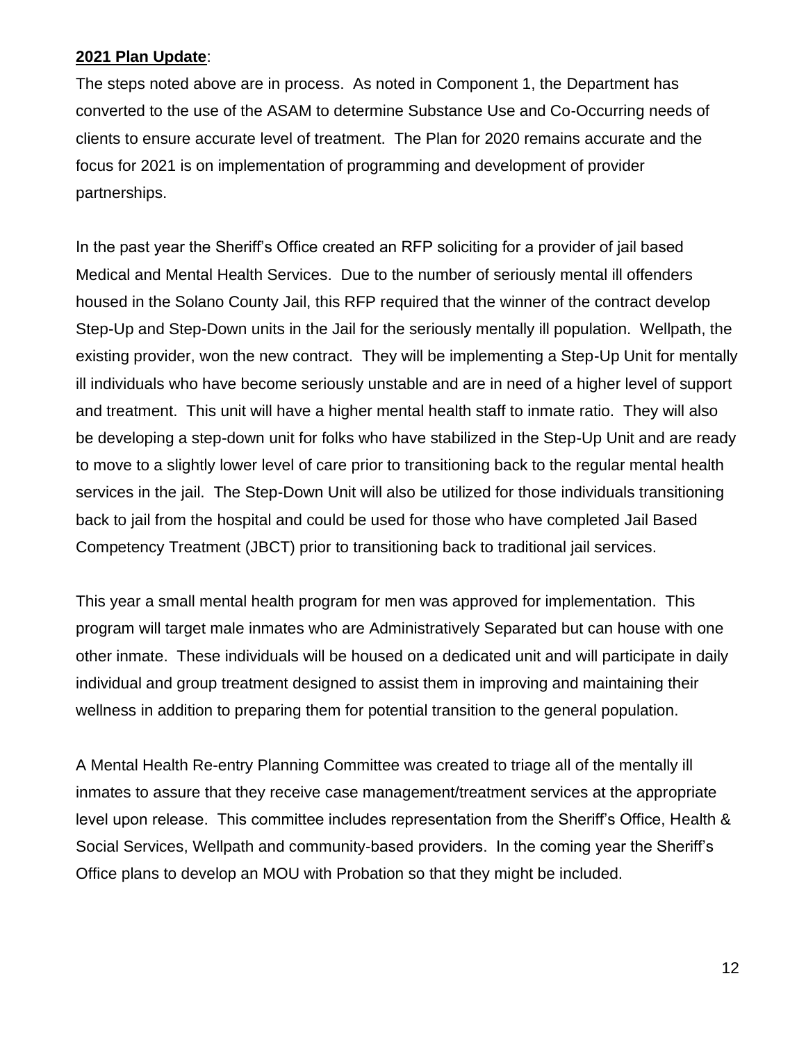**2021 Plan Update**:

The steps noted above are in process. As noted in Component 1, the Department has converted to the use of the ASAM to determine Substance Use and Co-Occurring needs of clients to ensure accurate level of treatment. The Plan for 2020 remains accurate and the focus for 2021 is on implementation of programming and development of provider partnerships.

In the past year the Sheriff's Office created an RFP soliciting for a provider of jail based Medical and Mental Health Services. Due to the number of seriously mental ill offenders housed in the Solano County Jail, this RFP required that the winner of the contract develop Step-Up and Step-Down units in the Jail for the seriously mentally ill population. Wellpath, the existing provider, won the new contract. They will be implementing a Step-Up Unit for mentally ill individuals who have become seriously unstable and are in need of a higher level of support and treatment. This unit will have a higher mental health staff to inmate ratio. They will also be developing a step-down unit for folks who have stabilized in the Step-Up Unit and are ready to move to a slightly lower level of care prior to transitioning back to the regular mental health services in the jail. The Step-Down Unit will also be utilized for those individuals transitioning back to jail from the hospital and could be used for those who have completed Jail Based Competency Treatment (JBCT) prior to transitioning back to traditional jail services.

This year a small mental health program for men was approved for implementation. This program will target male inmates who are Administratively Separated but can house with one other inmate. These individuals will be housed on a dedicated unit and will participate in daily individual and group treatment designed to assist them in improving and maintaining their wellness in addition to preparing them for potential transition to the general population.

A Mental Health Re-entry Planning Committee was created to triage all of the mentally ill inmates to assure that they receive case management/treatment services at the appropriate level upon release. This committee includes representation from the Sheriff's Office, Health & Social Services, Wellpath and community-based providers. In the coming year the Sheriff's Office plans to develop an MOU with Probation so that they might be included.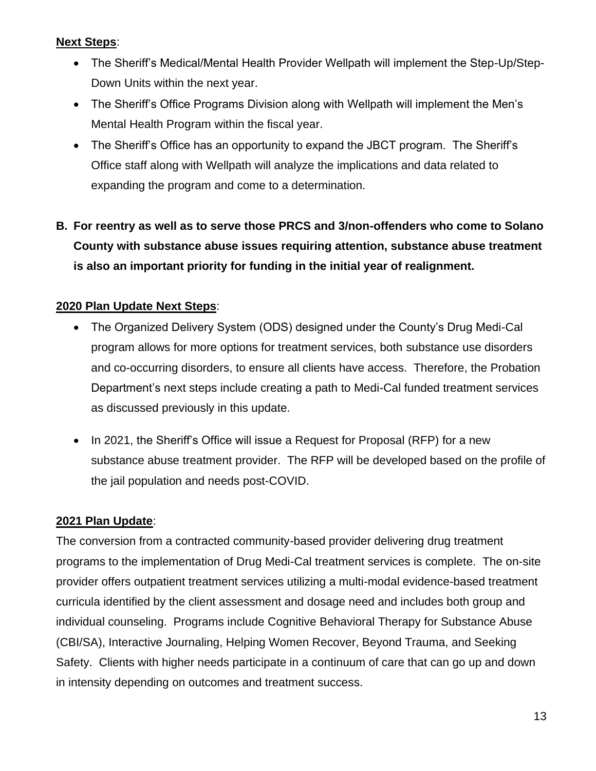**Next Steps**:

- The Sheriff's Medical/Mental Health Provider Wellpath will implement the Step-Up/Step-Down Units within the next year.
- The Sheriff's Office Programs Division along with Wellpath will implement the Men's Mental Health Program within the fiscal year.
- The Sheriff's Office has an opportunity to expand the JBCT program. The Sheriff's Office staff along with Wellpath will analyze the implications and data related to expanding the program and come to a determination.

**B. For reentry as well as to serve those PRCS and 3/non-offenders who come to Solano County with substance abuse issues requiring attention, substance abuse treatment is also an important priority for funding in the initial year of realignment.**

**2020 Plan Update Next Steps**:

- The Organized Delivery System (ODS) designed under the County's Drug Medi-Cal program allows for more options for treatment services, both substance use disorders and co-occurring disorders, to ensure all clients have access. Therefore, the Probation Department's next steps include creating a path to Medi-Cal funded treatment services as discussed previously in this update.
- In 2021, the Sheriff's Office will issue a Request for Proposal (RFP) for a new substance abuse treatment provider. The RFP will be developed based on the profile of the jail population and needs post-COVID.

**2021 Plan Update**:

The conversion from a contracted community-based provider delivering drug treatment programs to the implementation of Drug Medi-Cal treatment services is complete. The on-site provider offers outpatient treatment services utilizing a multi-modal evidence-based treatment curricula identified by the client assessment and dosage need and includes both group and individual counseling. Programs include Cognitive Behavioral Therapy for Substance Abuse (CBI/SA), Interactive Journaling, Helping Women Recover, Beyond Trauma, and Seeking Safety. Clients with higher needs participate in a continuum of care that can go up and down in intensity depending on outcomes and treatment success.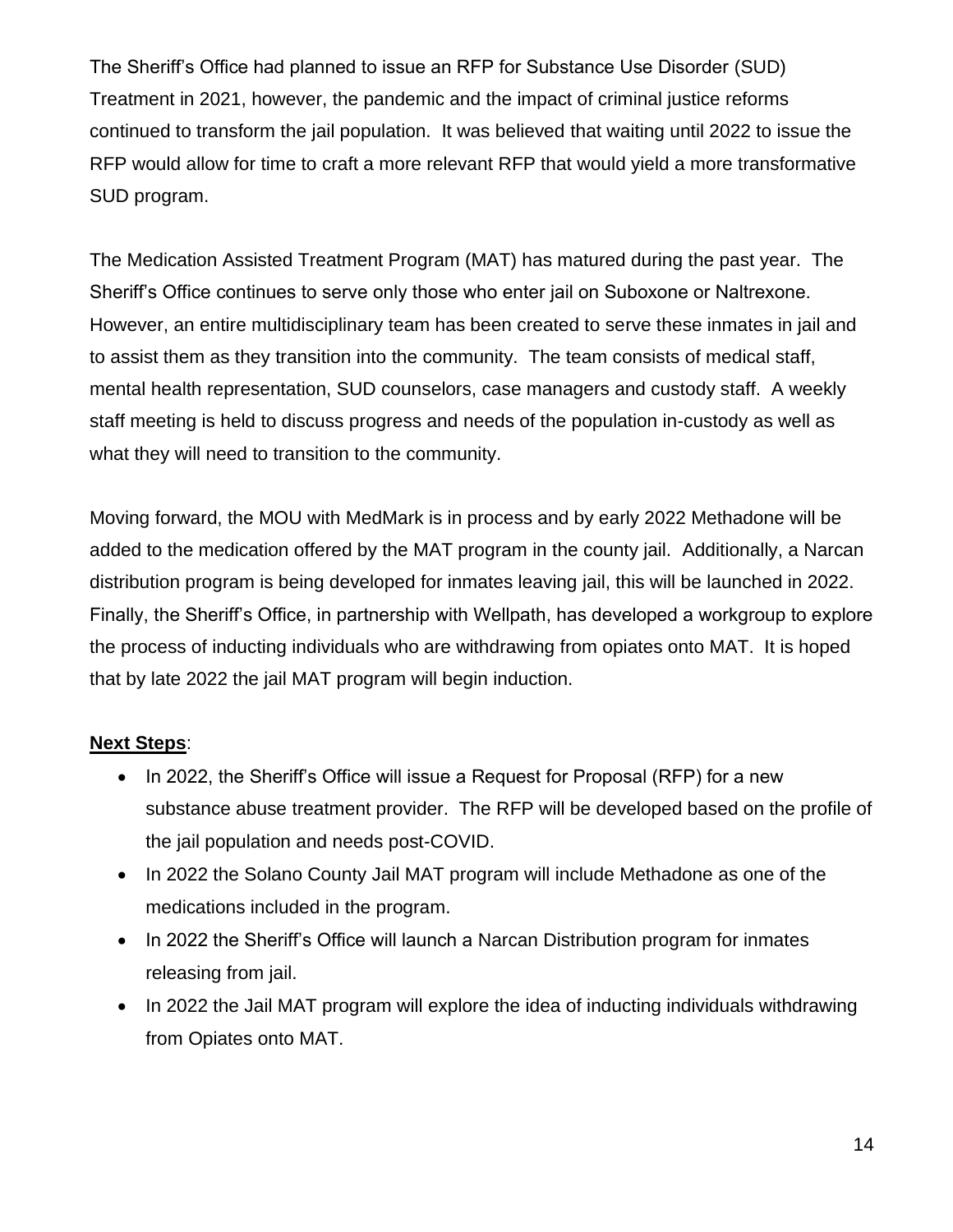The Sheriff's Office had planned to issue an RFP for Substance Use Disorder (SUD) Treatment in 2021, however, the pandemic and the impact of criminal justice reforms continued to transform the jail population. It was believed that waiting until 2022 to issue the RFP would allow for time to craft a more relevant RFP that would yield a more transformative SUD program.

The Medication Assisted Treatment Program (MAT) has matured during the past year. The Sheriff's Office continues to serve only those who enter jail on Suboxone or Naltrexone. However, an entire multidisciplinary team has been created to serve these inmates in jail and to assist them as they transition into the community. The team consists of medical staff, mental health representation, SUD counselors, case managers and custody staff. A weekly staff meeting is held to discuss progress and needs of the population in-custody as well as what they will need to transition to the community.

Moving forward, the MOU with MedMark is in process and by early 2022 Methadone will be added to the medication offered by the MAT program in the county jail. Additionally, a Narcan distribution program is being developed for inmates leaving jail, this will be launched in 2022. Finally, the Sheriff's Office, in partnership with Wellpath, has developed a workgroup to explore the process of inducting individuals who are withdrawing from opiates onto MAT. It is hoped that by late 2022 the jail MAT program will begin induction.

**Next Steps**:

- In 2022, the Sheriff's Office will issue a Request for Proposal (RFP) for a new substance abuse treatment provider. The RFP will be developed based on the profile of the jail population and needs post-COVID.
- In 2022 the Solano County Jail MAT program will include Methadone as one of the medications included in the program.
- In 2022 the Sheriff's Office will launch a Narcan Distribution program for inmates releasing from jail.
- In 2022 the Jail MAT program will explore the idea of inducting individuals withdrawing from Opiates onto MAT.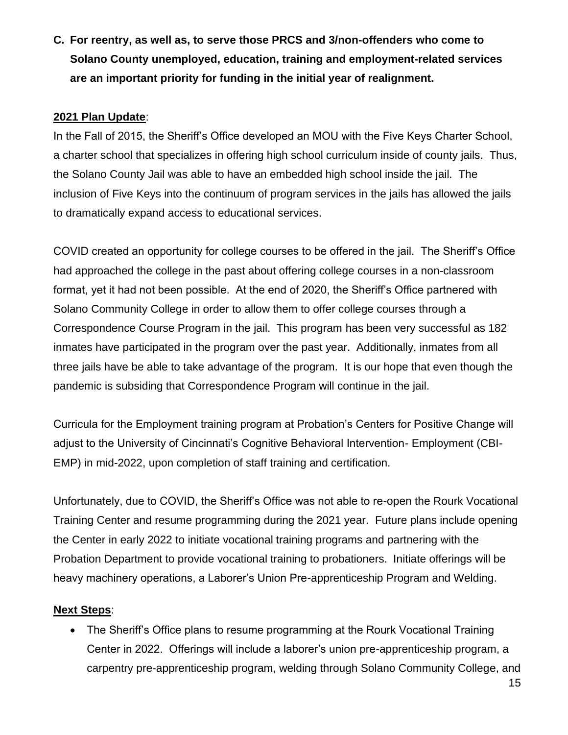**C. For reentry, as well as, to serve those PRCS and 3/non-offenders who come to Solano County unemployed, education, training and employment-related services are an important priority for funding in the initial year of realignment.**

**2021 Plan Update**:

In the Fall of 2015, the Sheriff's Office developed an MOU with the Five Keys Charter School, a charter school that specializes in offering high school curriculum inside of county jails. Thus, the Solano County Jail was able to have an embedded high school inside the jail. The inclusion of Five Keys into the continuum of program services in the jails has allowed the jails to dramatically expand access to educational services.

COVID created an opportunity for college courses to be offered in the jail. The Sheriff's Office had approached the college in the past about offering college courses in a non-classroom format, yet it had not been possible. At the end of 2020, the Sheriff's Office partnered with Solano Community College in order to allow them to offer college courses through a Correspondence Course Program in the jail. This program has been very successful as 182 inmates have participated in the program over the past year. Additionally, inmates from all three jails have be able to take advantage of the program. It is our hope that even though the pandemic is subsiding that Correspondence Program will continue in the jail.

Curricula for the Employment training program at Probation's Centers for Positive Change will adjust to the University of Cincinnati's Cognitive Behavioral Intervention- Employment (CBI-EMP) in mid-2022, upon completion of staff training and certification.

Unfortunately, due to COVID, the Sheriff's Office was not able to re-open the Rourk Vocational Training Center and resume programming during the 2021 year. Future plans include opening the Center in early 2022 to initiate vocational training programs and partnering with the Probation Department to provide vocational training to probationers. Initiate offerings will be heavy machinery operations, a Laborer's Union Pre-apprenticeship Program and Welding.

**Next Steps**:

- The Sheriff's Office plans to resume programming at the Rourk Vocational Training Center in 2022. Offerings will include a laborer's union pre-apprenticeship program, a carpentry pre-apprenticeship program, welding through Solano Community College, and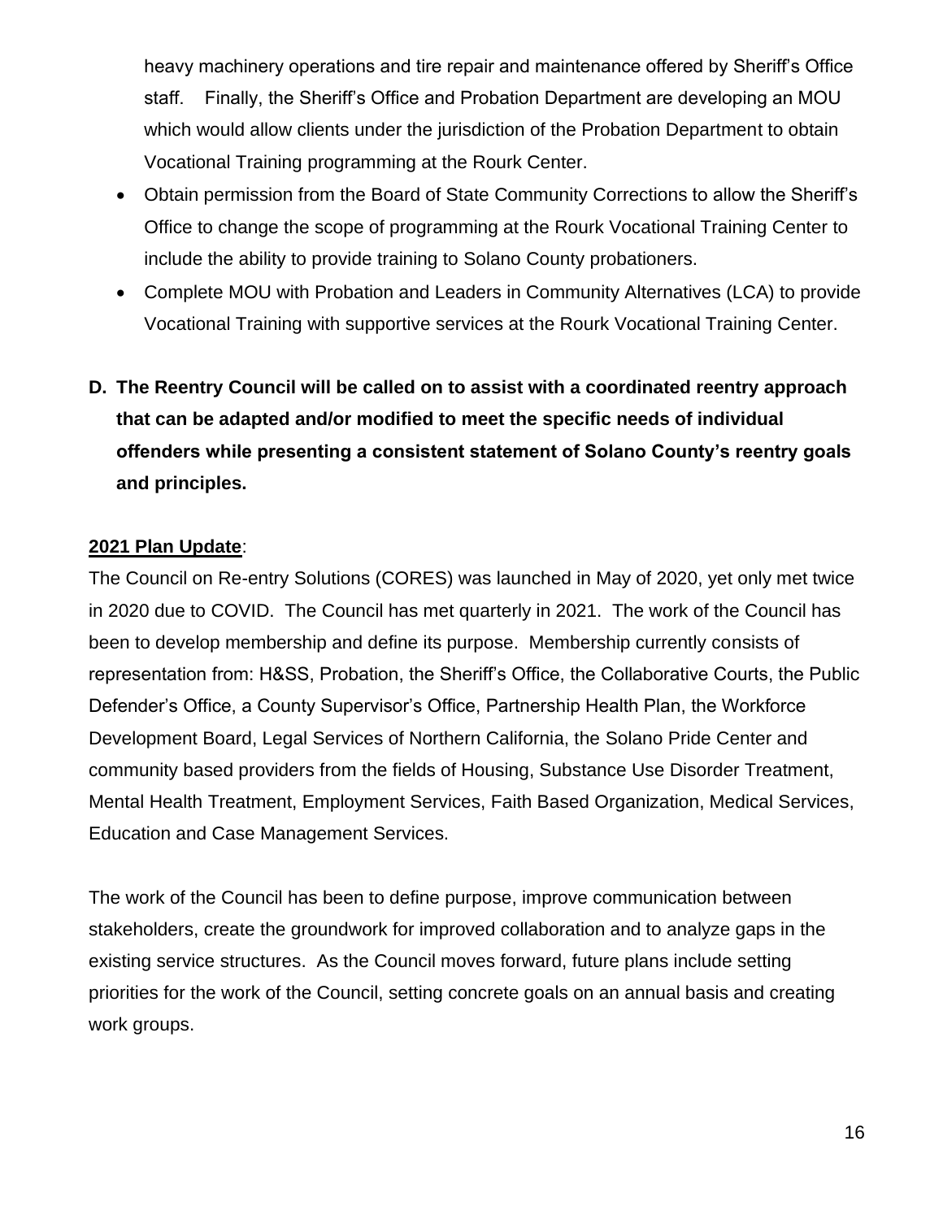heavy machinery operations and tire repair and maintenance offered by Sheriff's Office staff. Finally, the Sheriff's Office and Probation Department are developing an MOU which would allow clients under the jurisdiction of the Probation Department to obtain Vocational Training programming at the Rourk Center.

- Obtain permission from the Board of State Community Corrections to allow the Sheriff's Office to change the scope of programming at the Rourk Vocational Training Center to include the ability to provide training to Solano County probationers.
- Complete MOU with Probation and Leaders in Community Alternatives (LCA) to provide Vocational Training with supportive services at the Rourk Vocational Training Center.

**D. The Reentry Council will be called on to assist with a coordinated reentry approach that can be adapted and/or modified to meet the specific needs of individual offenders while presenting a consistent statement of Solano County's reentry goals and principles.**

**2021 Plan Update**:

The Council on Re-entry Solutions (CORES) was launched in May of 2020, yet only met twice in 2020 due to COVID. The Council has met quarterly in 2021. The work of the Council has been to develop membership and define its purpose. Membership currently consists of representation from: H&SS, Probation, the Sheriff's Office, the Collaborative Courts, the Public Defender's Office, a County Supervisor's Office, Partnership Health Plan, the Workforce Development Board, Legal Services of Northern California, the Solano Pride Center and community based providers from the fields of Housing, Substance Use Disorder Treatment, Mental Health Treatment, Employment Services, Faith Based Organization, Medical Services, Education and Case Management Services.

The work of the Council has been to define purpose, improve communication between stakeholders, create the groundwork for improved collaboration and to analyze gaps in the existing service structures. As the Council moves forward, future plans include setting priorities for the work of the Council, setting concrete goals on an annual basis and creating work groups.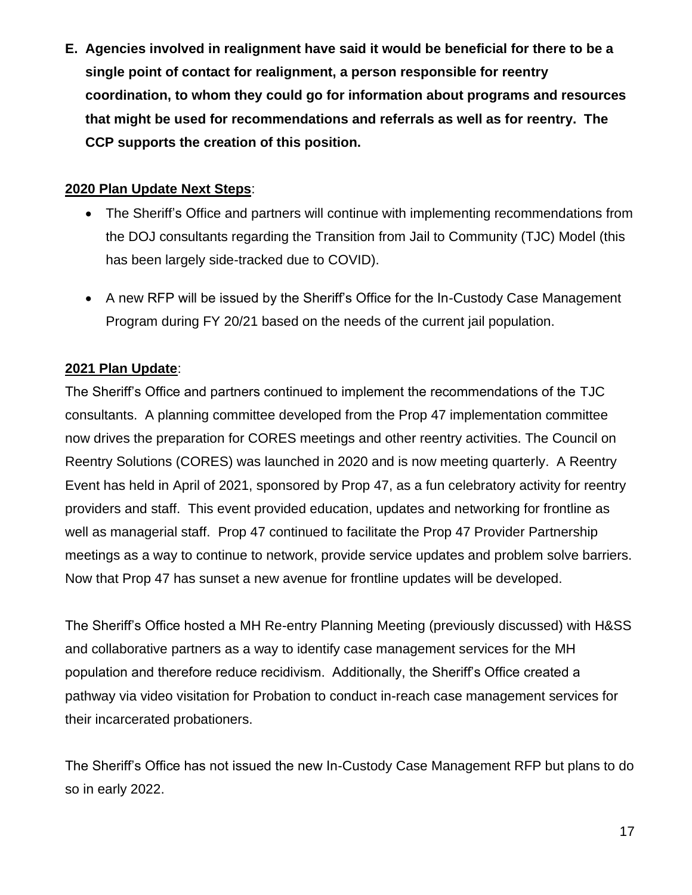**E. Agencies involved in realignment have said it would be beneficial for there to be a single point of contact for realignment, a person responsible for reentry coordination, to whom they could go for information about programs and resources that might be used for recommendations and referrals as well as for reentry. The CCP supports the creation of this position.**

**2020 Plan Update Next Steps**:

- The Sheriff's Office and partners will continue with implementing recommendations from the DOJ consultants regarding the Transition from Jail to Community (TJC) Model (this has been largely side-tracked due to COVID).
- A new RFP will be issued by the Sheriff's Office for the In-Custody Case Management Program during FY 20/21 based on the needs of the current jail population.

**2021 Plan Update**:

The Sheriff's Office and partners continued to implement the recommendations of the TJC consultants. A planning committee developed from the Prop 47 implementation committee now drives the preparation for CORES meetings and other reentry activities. The Council on Reentry Solutions (CORES) was launched in 2020 and is now meeting quarterly. A Reentry Event has held in April of 2021, sponsored by Prop 47, as a fun celebratory activity for reentry providers and staff. This event provided education, updates and networking for frontline as well as managerial staff. Prop 47 continued to facilitate the Prop 47 Provider Partnership meetings as a way to continue to network, provide service updates and problem solve barriers. Now that Prop 47 has sunset a new avenue for frontline updates will be developed.

The Sheriff's Office hosted a MH Re-entry Planning Meeting (previously discussed) with H&SS and collaborative partners as a way to identify case management services for the MH population and therefore reduce recidivism. Additionally, the Sheriff's Office created a pathway via video visitation for Probation to conduct in-reach case management services for their incarcerated probationers.

The Sheriff's Office has not issued the new In-Custody Case Management RFP but plans to do so in early 2022.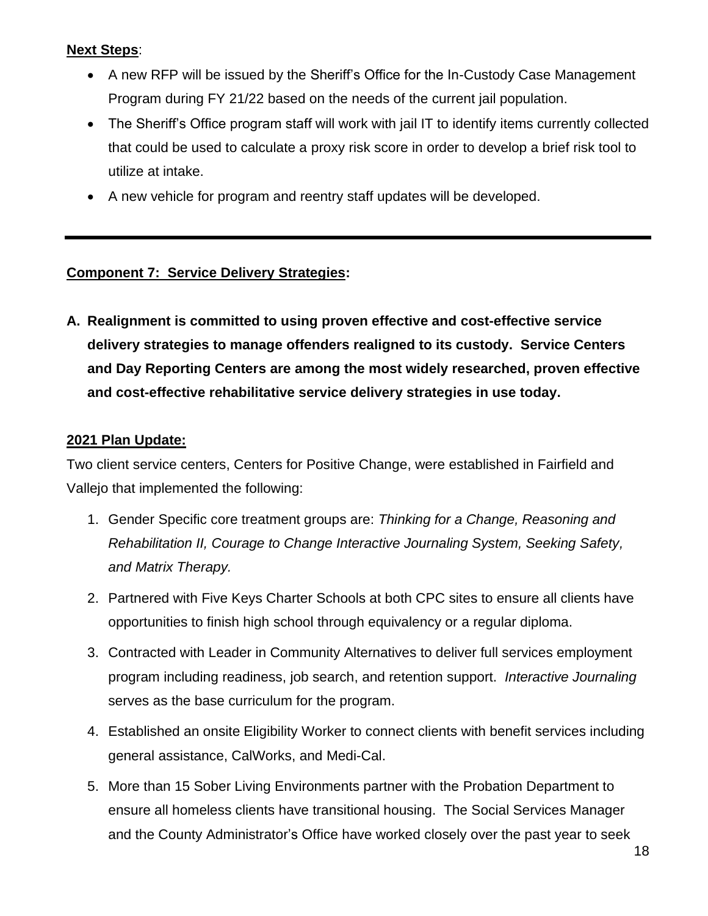**Next Steps**:

- A new RFP will be issued by the Sheriff's Office for the In-Custody Case Management Program during FY 21/22 based on the needs of the current jail population.
- The Sheriff's Office program staff will work with jail IT to identify items currently collected that could be used to calculate a proxy risk score in order to develop a brief risk tool to utilize at intake.
- A new vehicle for program and reentry staff updates will be developed.

---

**Component 7: Service Delivery Strategies:**

**A. Realignment is committed to using proven effective and cost-effective service delivery strategies to manage offenders realigned to its custody. Service Centers and Day Reporting Centers are among the most widely researched, proven effective and cost-effective rehabilitative service delivery strategies in use today.**

**2021 Plan Update:**

Two client service centers, Centers for Positive Change, were established in Fairfield and Vallejo that implemented the following:

1. Gender Specific core treatment groups are: *Thinking for a Change, Reasoning and Rehabilitation II, Courage to Change Interactive Journaling System, Seeking Safety, and Matrix Therapy.*
2. Partnered with Five Keys Charter Schools at both CPC sites to ensure all clients have opportunities to finish high school through equivalency or a regular diploma.
3. Contracted with Leader in Community Alternatives to deliver full services employment program including readiness, job search, and retention support. *Interactive Journaling* serves as the base curriculum for the program.
4. Established an onsite Eligibility Worker to connect clients with benefit services including general assistance, CalWorks, and Medi-Cal.
5. More than 15 Sober Living Environments partner with the Probation Department to ensure all homeless clients have transitional housing. The Social Services Manager and the County Administrator's Office have worked closely over the past year to seek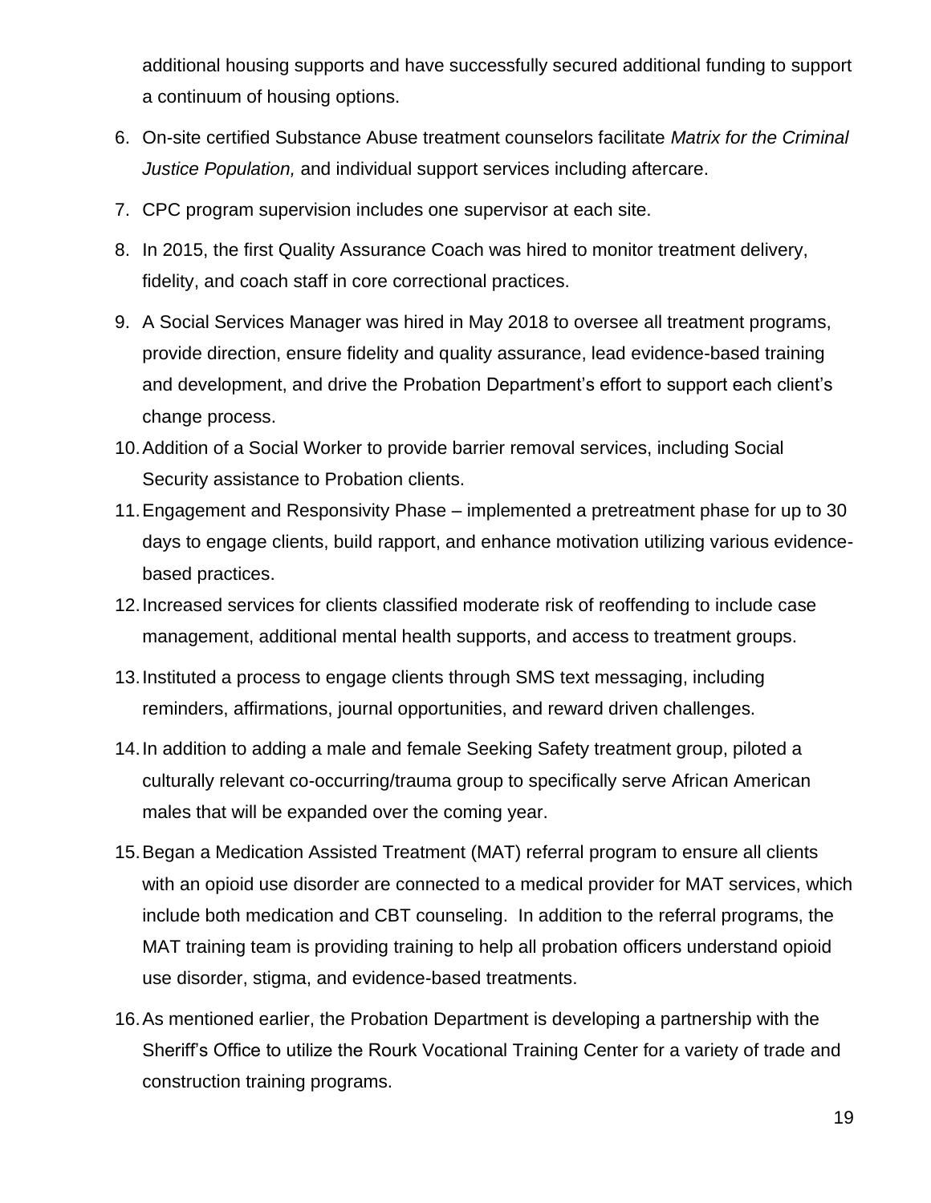additional housing supports and have successfully secured additional funding to support a continuum of housing options.

6. On-site certified Substance Abuse treatment counselors facilitate *Matrix for the Criminal Justice Population,* and individual support services including aftercare.
7. CPC program supervision includes one supervisor at each site.
8. In 2015, the first Quality Assurance Coach was hired to monitor treatment delivery, fidelity, and coach staff in core correctional practices.
9. A Social Services Manager was hired in May 2018 to oversee all treatment programs, provide direction, ensure fidelity and quality assurance, lead evidence-based training and development, and drive the Probation Department's effort to support each client's change process.
10. Addition of a Social Worker to provide barrier removal services, including Social Security assistance to Probation clients.
11. Engagement and Responsivity Phase – implemented a pretreatment phase for up to 30 days to engage clients, build rapport, and enhance motivation utilizing various evidence-based practices.
12. Increased services for clients classified moderate risk of reoffending to include case management, additional mental health supports, and access to treatment groups.
13. Instituted a process to engage clients through SMS text messaging, including reminders, affirmations, journal opportunities, and reward driven challenges.
14. In addition to adding a male and female Seeking Safety treatment group, piloted a culturally relevant co-occurring/trauma group to specifically serve African American males that will be expanded over the coming year.
15. Began a Medication Assisted Treatment (MAT) referral program to ensure all clients with an opioid use disorder are connected to a medical provider for MAT services, which include both medication and CBT counseling. In addition to the referral programs, the MAT training team is providing training to help all probation officers understand opioid use disorder, stigma, and evidence-based treatments.
16. As mentioned earlier, the Probation Department is developing a partnership with the Sheriff's Office to utilize the Rourk Vocational Training Center for a variety of trade and construction training programs.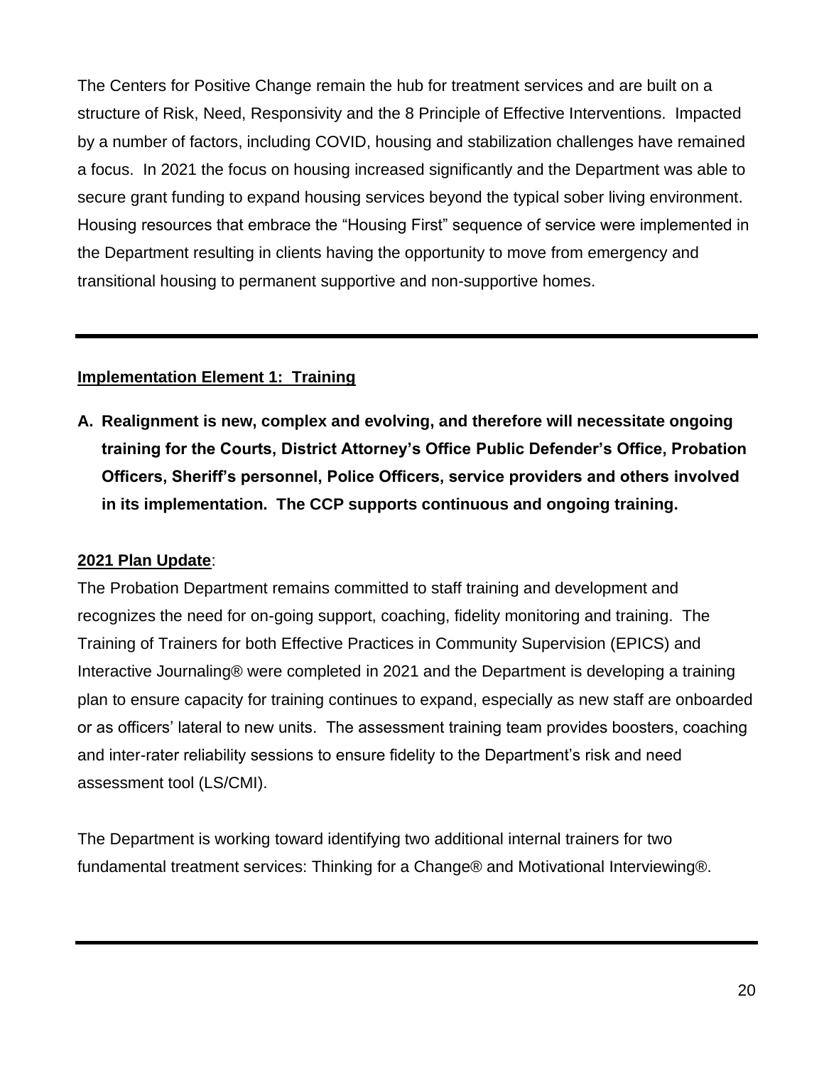The Centers for Positive Change remain the hub for treatment services and are built on a structure of Risk, Need, Responsivity and the 8 Principle of Effective Interventions. Impacted by a number of factors, including COVID, housing and stabilization challenges have remained a focus. In 2021 the focus on housing increased significantly and the Department was able to secure grant funding to expand housing services beyond the typical sober living environment. Housing resources that embrace the "Housing First" sequence of service were implemented in the Department resulting in clients having the opportunity to move from emergency and transitional housing to permanent supportive and non-supportive homes.

---

**Implementation Element 1: Training**

**A. Realignment is new, complex and evolving, and therefore will necessitate ongoing training for the Courts, District Attorney's Office Public Defender's Office, Probation Officers, Sheriff's personnel, Police Officers, service providers and others involved in its implementation. The CCP supports continuous and ongoing training.**

**2021 Plan Update**:

The Probation Department remains committed to staff training and development and recognizes the need for on-going support, coaching, fidelity monitoring and training. The Training of Trainers for both Effective Practices in Community Supervision (EPICS) and Interactive Journaling® were completed in 2021 and the Department is developing a training plan to ensure capacity for training continues to expand, especially as new staff are onboarded or as officers' lateral to new units. The assessment training team provides boosters, coaching and inter-rater reliability sessions to ensure fidelity to the Department's risk and need assessment tool (LS/CMI).

The Department is working toward identifying two additional internal trainers for two fundamental treatment services: Thinking for a Change® and Motivational Interviewing®.

---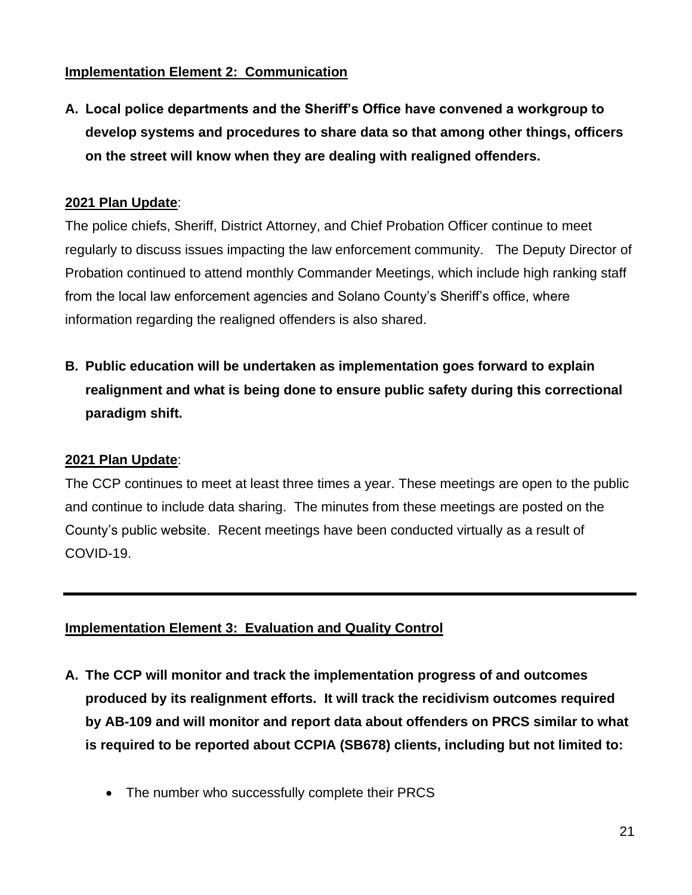**<u>Implementation Element 2: Communication</u>**

**A. Local police departments and the Sheriff's Office have convened a workgroup to develop systems and procedures to share data so that among other things, officers on the street will know when they are dealing with realigned offenders.**

**<u>2021 Plan Update</u>**:

The police chiefs, Sheriff, District Attorney, and Chief Probation Officer continue to meet regularly to discuss issues impacting the law enforcement community. The Deputy Director of Probation continued to attend monthly Commander Meetings, which include high ranking staff from the local law enforcement agencies and Solano County's Sheriff's office, where information regarding the realigned offenders is also shared.

**B. Public education will be undertaken as implementation goes forward to explain realignment and what is being done to ensure public safety during this correctional paradigm shift.**

**<u>2021 Plan Update</u>**:

The CCP continues to meet at least three times a year. These meetings are open to the public and continue to include data sharing. The minutes from these meetings are posted on the County's public website. Recent meetings have been conducted virtually as a result of COVID-19.

---

**<u>Implementation Element 3: Evaluation and Quality Control</u>**

**A. The CCP will monitor and track the implementation progress of and outcomes produced by its realignment efforts. It will track the recidivism outcomes required by AB-109 and will monitor and report data about offenders on PRCS similar to what is required to be reported about CCPIA (SB678) clients, including but not limited to:**

- The number who successfully complete their PRCS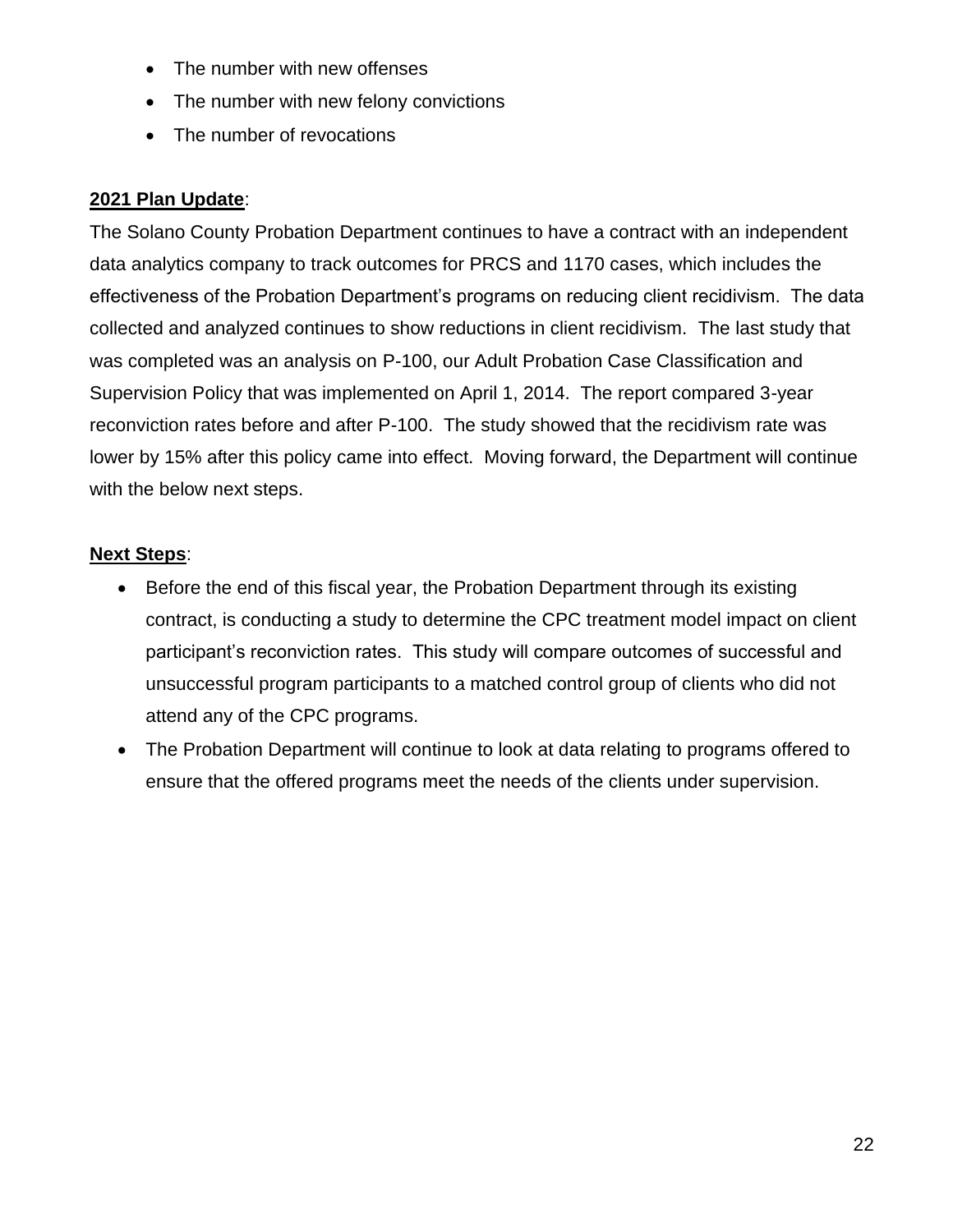- The number with new offenses
- The number with new felony convictions
- The number of revocations

**2021 Plan Update**:

The Solano County Probation Department continues to have a contract with an independent data analytics company to track outcomes for PRCS and 1170 cases, which includes the effectiveness of the Probation Department's programs on reducing client recidivism. The data collected and analyzed continues to show reductions in client recidivism. The last study that was completed was an analysis on P-100, our Adult Probation Case Classification and Supervision Policy that was implemented on April 1, 2014. The report compared 3-year reconviction rates before and after P-100. The study showed that the recidivism rate was lower by 15% after this policy came into effect. Moving forward, the Department will continue with the below next steps.

**Next Steps**:

- Before the end of this fiscal year, the Probation Department through its existing contract, is conducting a study to determine the CPC treatment model impact on client participant's reconviction rates. This study will compare outcomes of successful and unsuccessful program participants to a matched control group of clients who did not attend any of the CPC programs.
- The Probation Department will continue to look at data relating to programs offered to ensure that the offered programs meet the needs of the clients under supervision.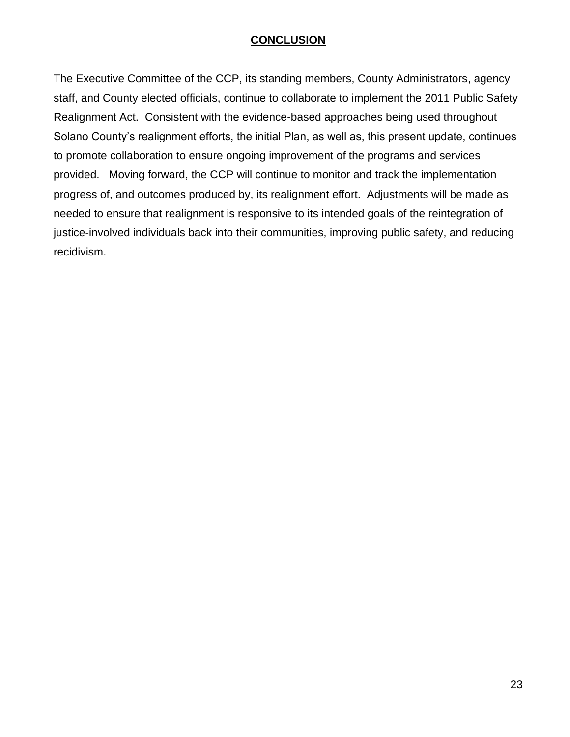## CONCLUSION

The Executive Committee of the CCP, its standing members, County Administrators, agency staff, and County elected officials, continue to collaborate to implement the 2011 Public Safety Realignment Act. Consistent with the evidence-based approaches being used throughout Solano County's realignment efforts, the initial Plan, as well as, this present update, continues to promote collaboration to ensure ongoing improvement of the programs and services provided. Moving forward, the CCP will continue to monitor and track the implementation progress of, and outcomes produced by, its realignment effort. Adjustments will be made as needed to ensure that realignment is responsive to its intended goals of the reintegration of justice-involved individuals back into their communities, improving public safety, and reducing recidivism.